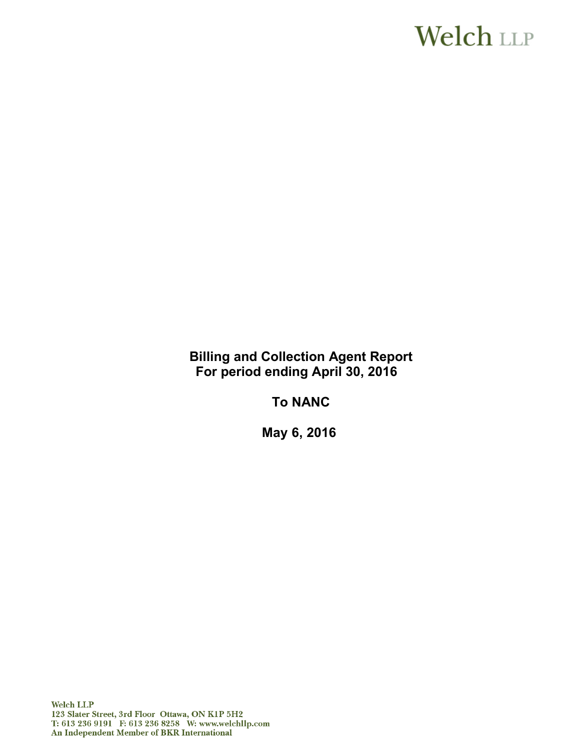# Welch LLP

**Billing and Collection Agent Report**
**For period ending April 30, 2016**

**To NANC**

**May 6, 2016**

Welch LLP
123 Slater Street, 3rd Floor Ottawa, ON K1P 5H2
T: 613 236 9191 F: 613 236 8258 W: www.welchllp.com
An Independent Member of BKR International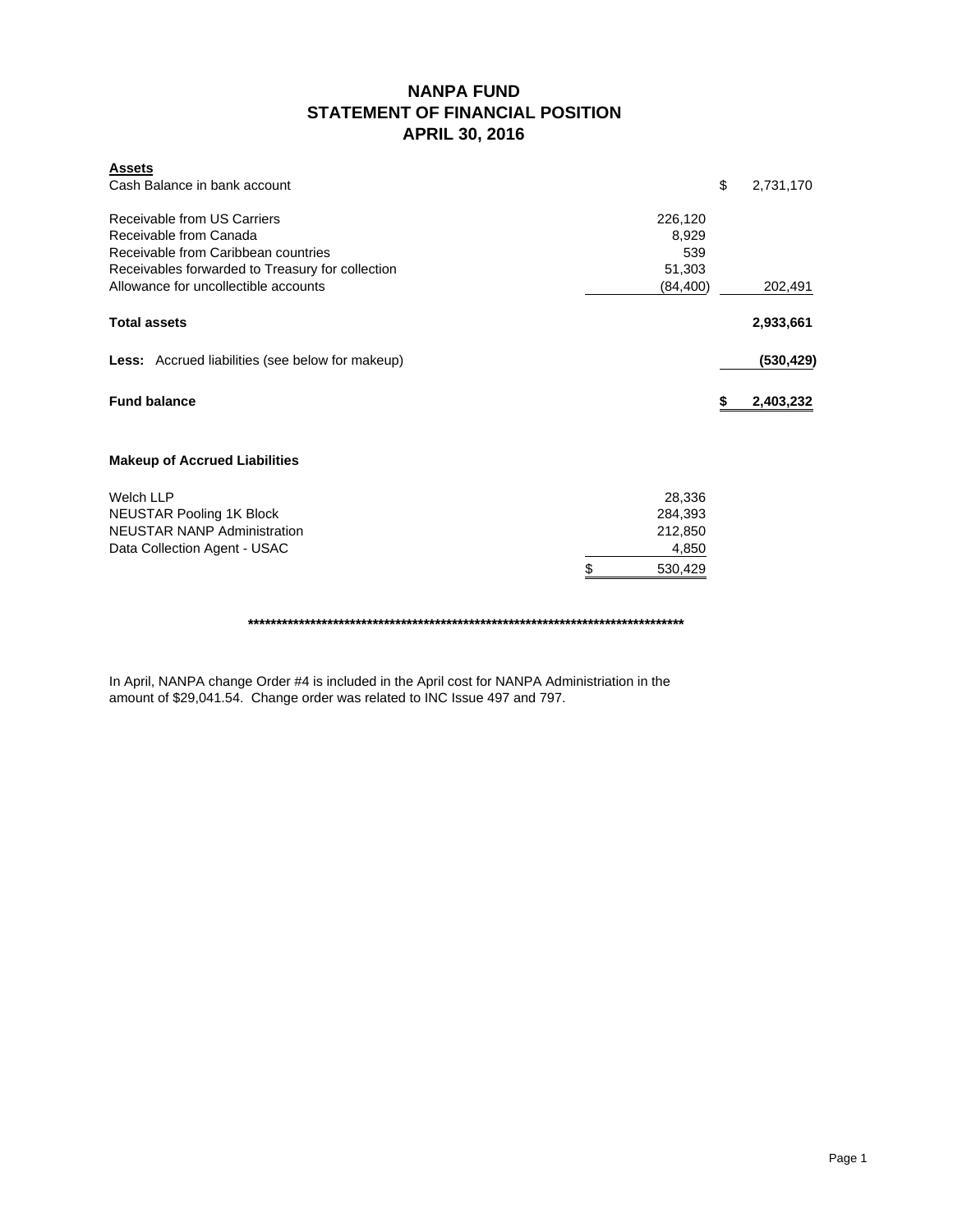# NANPA FUND
## STATEMENT OF FINANCIAL POSITION
## APRIL 30, 2016

| **Assets** | | |
|---|---|---|
| Cash Balance in bank account | | $ 2,731,170 |
| Receivable from US Carriers | 226,120 | |
| Receivable from Canada | 8,929 | |
| Receivable from Caribbean countries | 539 | |
| Receivables forwarded to Treasury for collection | 51,303 | |
| Allowance for uncollectible accounts | (84,400) | 202,491 |
| **Total assets** | | **2,933,661** |
| **Less:** Accrued liabilities (see below for makeup) | | **(530,429)** |
| **Fund balance** | | **$ 2,403,232** |

**Makeup of Accrued Liabilities**

| | |
|---|---|
| Welch LLP | 28,336 |
| NEUSTAR Pooling 1K Block | 284,393 |
| NEUSTAR NANP Administration | 212,850 |
| Data Collection Agent - USAC | 4,850 |
| | $ 530,429 |

**********************************************************************************

In April, NANPA change Order #4 is included in the April cost for NANPA Administriation in the amount of $29,041.54. Change order was related to INC Issue 497 and 797.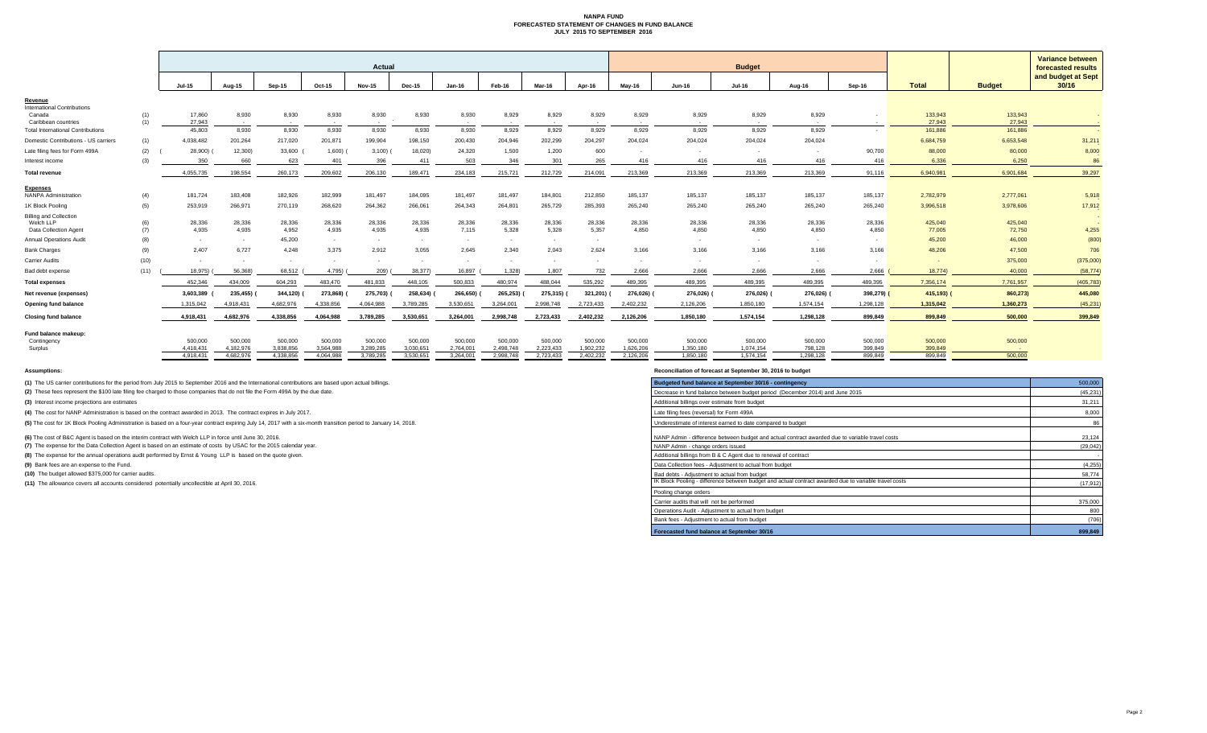# NANPA FUND
## FORECASTED STATEMENT OF CHANGES IN FUND BALANCE
### JULY 2015 TO SEPTEMBER 2016

| | | Actual | | | | | | | | | | Budget | | | | | | | Variance between forecasted results and budget at Sept 30/16 |
|---|---|---|---|---|---|---|---|---|---|---|---|---|---|---|---|---|---|---|---|
| | | Jul-15 | Aug-15 | Sep-15 | Oct-15 | Nov-15 | Dec-15 | Jan-16 | Feb-16 | Mar-16 | Apr-16 | May-16 | Jun-16 | Jul-16 | Aug-16 | Sep-16 | Total | Budget | |
| **Revenue** | | | | | | | | | | | | | | | | | | | |
| International Contributions | | | | | | | | | | | | | | | | | | | |
| Canada | (1) | 17,860 | 8,930 | 8,930 | 8,930 | 8,930 | 8,930 | 8,930 | 8,929 | 8,929 | 8,929 | 8,929 | 8,929 | 8,929 | 8,929 | - | 133,943 | 133,943 | - |
| Caribbean countries | (1) | 27,943 | - | - | - | - | - | - | - | - | - | - | - | - | - | - | 27,943 | 27,943 | - |
| Total International Contributions | | 45,803 | 8,930 | 8,930 | 8,930 | 8,930 | 8,930 | 8,930 | 8,929 | 8,929 | 8,929 | 8,929 | 8,929 | 8,929 | 8,929 | - | 161,886 | 161,886 | - |
| Domestic Contributions - US carriers | (1) | 4,038,482 | 201,264 | 217,020 | 201,871 | 199,904 | 198,150 | 200,430 | 204,946 | 202,299 | 204,297 | 204,024 | 204,024 | 204,024 | 204,024 | | 6,684,759 | 6,653,548 | 31,211 |
| Late filing fees for Form 499A | (2) | (28,900) | (12,300) | 33,600 | (1,600) | (3,100) | (18,020) | 24,320 | 1,500 | 1,200 | 600 | - | - | - | - | 90,700 | 88,000 | 80,000 | 8,000 |
| Interest income | (3) | 350 | 660 | 623 | 401 | 396 | 411 | 503 | 346 | 301 | 265 | 416 | 416 | 416 | 416 | 416 | 6,336 | 6,250 | 86 |
| **Total revenue** | | 4,055,735 | 198,554 | 260,173 | 209,602 | 206,130 | 189,471 | 234,183 | 215,721 | 212,729 | 214,091 | 213,369 | 213,369 | 213,369 | 213,369 | 91,116 | 6,940,981 | 6,901,684 | 39,297 |
| **Expenses** | | | | | | | | | | | | | | | | | | | |
| NANPA Administration | (4) | 181,724 | 183,408 | 182,926 | 182,999 | 181,497 | 184,095 | 181,497 | 181,497 | 184,801 | 212,850 | 185,137 | 185,137 | 185,137 | 185,137 | 185,137 | 2,782,979 | 2,777,061 | 5,918 |
| 1K Block Pooling | (5) | 253,919 | 266,971 | 270,119 | 268,620 | 264,362 | 266,061 | 264,343 | 264,801 | 265,729 | 285,393 | 265,240 | 265,240 | 265,240 | 265,240 | 265,240 | 3,996,518 | 3,978,606 | 17,912 |
| Billing and Collection | | | | | | | | | | | | | | | | | | | - |
| Welch LLP | (6) | 28,336 | 28,336 | 28,336 | 28,336 | 28,336 | 28,336 | 28,336 | 28,336 | 28,336 | 28,336 | 28,336 | 28,336 | 28,336 | 28,336 | 28,336 | 425,040 | 425,040 | - |
| Data Collection Agent | (7) | 4,935 | 4,935 | 4,952 | 4,935 | 4,935 | 4,935 | 7,115 | 5,328 | 5,328 | 5,357 | 4,850 | 4,850 | 4,850 | 4,850 | 4,850 | 77,005 | 72,750 | 4,255 |
| Annual Operations Audit | (8) | - | - | 45,200 | - | - | - | - | - | - | - | | - | - | - | - | 45,200 | 46,000 | (800) |
| Bank Charges | (9) | 2,407 | 6,727 | 4,248 | 3,375 | 2,912 | 3,055 | 2,645 | 2,340 | 2,043 | 2,624 | 3,166 | 3,166 | 3,166 | 3,166 | 3,166 | 48,206 | 47,500 | 706 |
| Carrier Audits | (10) | - | - | - | - | - | - | - | - | - | - | - | - | - | - | - | - | 375,000 | (375,000) |
| Bad debt expense | (11) | (18,975) | (56,368) | 68,512 | (4,795) | (209) | (38,377) | 16,897 | (1,328) | 1,807 | 732 | 2,666 | 2,666 | 2,666 | 2,666 | 2,666 | (18,774) | 40,000 | (58,774) |
| **Total expenses** | | 452,346 | 434,009 | 604,293 | 483,470 | 481,833 | 448,105 | 500,833 | 480,974 | 488,044 | 535,292 | 489,395 | 489,395 | 489,395 | 489,395 | 489,395 | 7,356,174 | 7,761,957 | (405,783) |
| **Net revenue (expenses)** | | 3,603,389 | (235,455) | (344,120) | (273,868) | (275,703) | (258,634) | (266,650) | (265,253) | (275,315) | (321,201) | (276,026) | (276,026) | (276,026) | (276,026) | (398,279) | (415,193) | (860,273) | 445,080 |
| **Opening fund balance** | | 1,315,042 | 4,918,431 | 4,682,976 | 4,338,856 | 4,064,988 | 3,789,285 | 3,530,651 | 3,264,001 | 2,998,748 | 2,723,433 | 2,402,232 | 2,126,206 | 1,850,180 | 1,574,154 | 1,298,128 | 1,315,042 | 1,360,273 | (45,231) |
| **Closing fund balance** | | 4,918,431 | 4,682,976 | 4,338,856 | 4,064,988 | 3,789,285 | 3,530,651 | 3,264,001 | 2,998,748 | 2,723,433 | 2,402,232 | 2,126,206 | 1,850,180 | 1,574,154 | 1,298,128 | 899,849 | 899,849 | 500,000 | 399,849 |
| **Fund balance makeup:** | | | | | | | | | | | | | | | | | | | |
| Contingency | | 500,000 | 500,000 | 500,000 | 500,000 | 500,000 | 500,000 | 500,000 | 500,000 | 500,000 | 500,000 | 500,000 | 500,000 | 500,000 | 500,000 | 500,000 | 500,000 | 500,000 | |
| Surplus | | 4,418,431 | 4,182,976 | 3,838,856 | 3,564,988 | 3,289,285 | 3,030,651 | 2,764,001 | 2,498,748 | 2,223,433 | 1,902,232 | 1,626,206 | 1,350,180 | 1,074,154 | 798,128 | 399,849 | 399,849 | - | |
| | | 4,918,431 | 4,682,976 | 4,338,856 | 4,064,988 | 3,789,285 | 3,530,651 | 3,264,001 | 2,998,748 | 2,723,433 | 2,402,232 | 2,126,206 | 1,850,180 | 1,574,154 | 1,298,128 | 899,849 | 899,849 | 500,000 | |

**Assumptions:**

**(1)** The US carrier contributions for the period from July 2015 to September 2016 and the International contributions are based upon actual billings.

**(2)** These fees represent the $100 late filing fee charged to those companies that do not file the Form 499A by the due date.

**(3)** Interest income projections are estimates

**(4)** The cost for NANP Administration is based on the contract awarded in 2013. The contract expires in July 2017.

**(5)** The cost for 1K Block Pooling Administration is based on a four-year contract expiring July 14, 2017 with a six-month transition period to January 14, 2018.

**(6)** The cost of B&C Agent is based on the interim contract with Welch LLP in force until June 30, 2016.

**(7)** The expense for the Data Collection Agent is based on an estimate of costs by USAC for the 2015 calendar year.

**(8)** The expense for the annual operations audit performed by Ernst & Young LLP is based on the quote given.

**(9)** Bank fees are an expense to the Fund.

**(10)** The budget allowed $375,000 for carrier audits.

**(11)** The allowance covers all accounts considered potentially uncollectible at April 30, 2016.

**Reconciliation of forecast at September 30, 2016 to budget**

| Item | Amount |
|---|---|
| **Budgeted fund balance at September 30/16 - contingency** | 500,000 |
| Decrease in fund balance between budget period (December 2014) and June 2015 | (45,231) |
| Additional billings over estimate from budget | 31,211 |
| Late filing fees (reversal) for Form 499A | 8,000 |
| Underestimate of interest earned to date compared to budget | 86 |
| NANP Admin - difference between budget and actual contract awarded due to variable travel costs | 23,124 |
| NANP Admin - change orders issued | (29,042) |
| Additional billings from B & C Agent due to renewal of contract | - |
| Data Collection fees - Adjustment to actual from budget | (4,255) |
| Bad debts - Adjustment to actual from budget | 58,774 |
| IK Block Pooling - difference between budget and actual contract awarded due to variable travel costs | (17,912) |
| Pooling change orders | |
| Carrier audits that will not be performed | 375,000 |
| Operations Audit - Adjustment to actual from budget | 800 |
| Bank fees - Adjustment to actual from budget | (706) |
| **Forecasted fund balance at September 30/16** | **899,849** |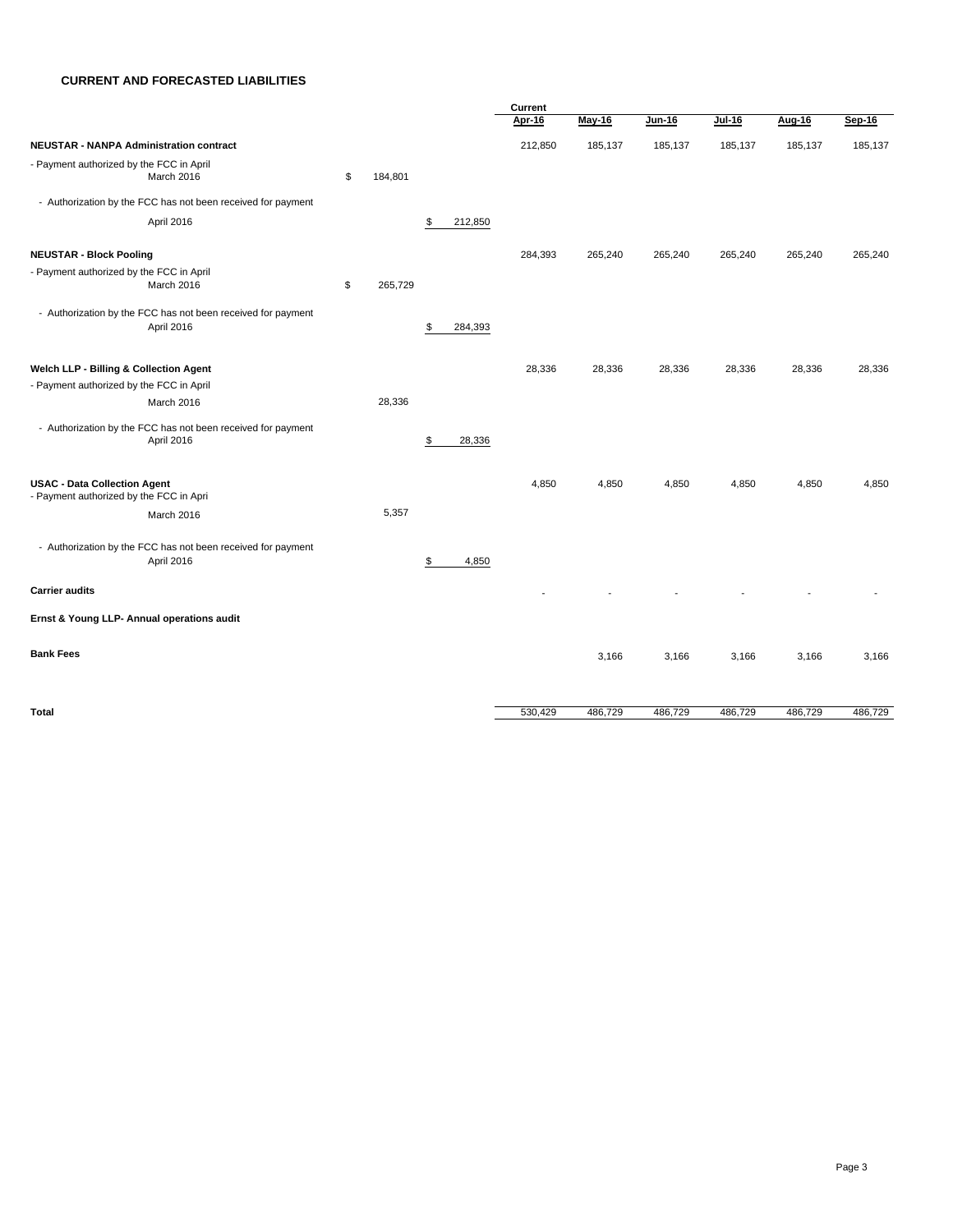## CURRENT AND FORECASTED LIABILITIES

| | | | Current Apr-16 | May-16 | Jun-16 | Jul-16 | Aug-16 | Sep-16 |
|---|---|---|---|---|---|---|---|---|
| **NEUSTAR - NANPA Administration contract** | | | 212,850 | 185,137 | 185,137 | 185,137 | 185,137 | 185,137 |
| - Payment authorized by the FCC in April March 2016 | $ 184,801 | | | | | | | |
| - Authorization by the FCC has not been received for payment April 2016 | | $ 212,850 | | | | | | |
| **NEUSTAR - Block Pooling** | | | 284,393 | 265,240 | 265,240 | 265,240 | 265,240 | 265,240 |
| - Payment authorized by the FCC in April March 2016 | $ 265,729 | | | | | | | |
| - Authorization by the FCC has not been received for payment April 2016 | | $ 284,393 | | | | | | |
| **Welch LLP - Billing & Collection Agent** | | | 28,336 | 28,336 | 28,336 | 28,336 | 28,336 | 28,336 |
| - Payment authorized by the FCC in April March 2016 | 28,336 | | | | | | | |
| - Authorization by the FCC has not been received for payment April 2016 | | $ 28,336 | | | | | | |
| **USAC - Data Collection Agent** | | | 4,850 | 4,850 | 4,850 | 4,850 | 4,850 | 4,850 |
| - Payment authorized by the FCC in Apri March 2016 | 5,357 | | | | | | | |
| - Authorization by the FCC has not been received for payment April 2016 | | $ 4,850 | | | | | | |
| **Carrier audits** | | | - | - | - | - | - | - |
| **Ernst & Young LLP- Annual operations audit** | | | | | | | | |
| **Bank Fees** | | | | 3,166 | 3,166 | 3,166 | 3,166 | 3,166 |
| **Total** | | | 530,429 | 486,729 | 486,729 | 486,729 | 486,729 | 486,729 |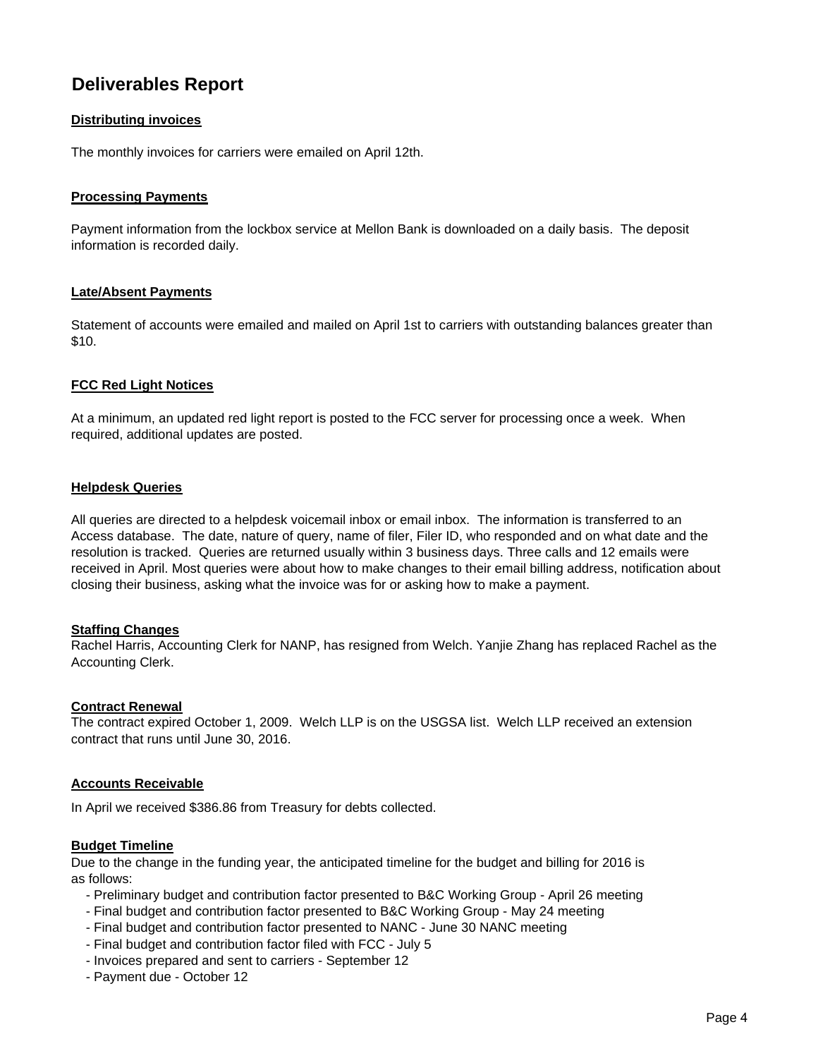## Deliverables Report

**Distributing invoices**

The monthly invoices for carriers were emailed on April 12th.

**Processing Payments**

Payment information from the lockbox service at Mellon Bank is downloaded on a daily basis. The deposit information is recorded daily.

**Late/Absent Payments**

Statement of accounts were emailed and mailed on April 1st to carriers with outstanding balances greater than $10.

**FCC Red Light Notices**

At a minimum, an updated red light report is posted to the FCC server for processing once a week. When required, additional updates are posted.

**Helpdesk Queries**

All queries are directed to a helpdesk voicemail inbox or email inbox. The information is transferred to an Access database. The date, nature of query, name of filer, Filer ID, who responded and on what date and the resolution is tracked. Queries are returned usually within 3 business days. Three calls and 12 emails were received in April. Most queries were about how to make changes to their email billing address, notification about closing their business, asking what the invoice was for or asking how to make a payment.

**Staffing Changes**

Rachel Harris, Accounting Clerk for NANP, has resigned from Welch. Yanjie Zhang has replaced Rachel as the Accounting Clerk.

**Contract Renewal**

The contract expired October 1, 2009. Welch LLP is on the USGSA list. Welch LLP received an extension contract that runs until June 30, 2016.

**Accounts Receivable**

In April we received $386.86 from Treasury for debts collected.

**Budget Timeline**

Due to the change in the funding year, the anticipated timeline for the budget and billing for 2016 is as follows:

- Preliminary budget and contribution factor presented to B&C Working Group - April 26 meeting
- Final budget and contribution factor presented to B&C Working Group - May 24 meeting
- Final budget and contribution factor presented to NANC - June 30 NANC meeting
- Final budget and contribution factor filed with FCC - July 5
- Invoices prepared and sent to carriers - September 12
- Payment due - October 12